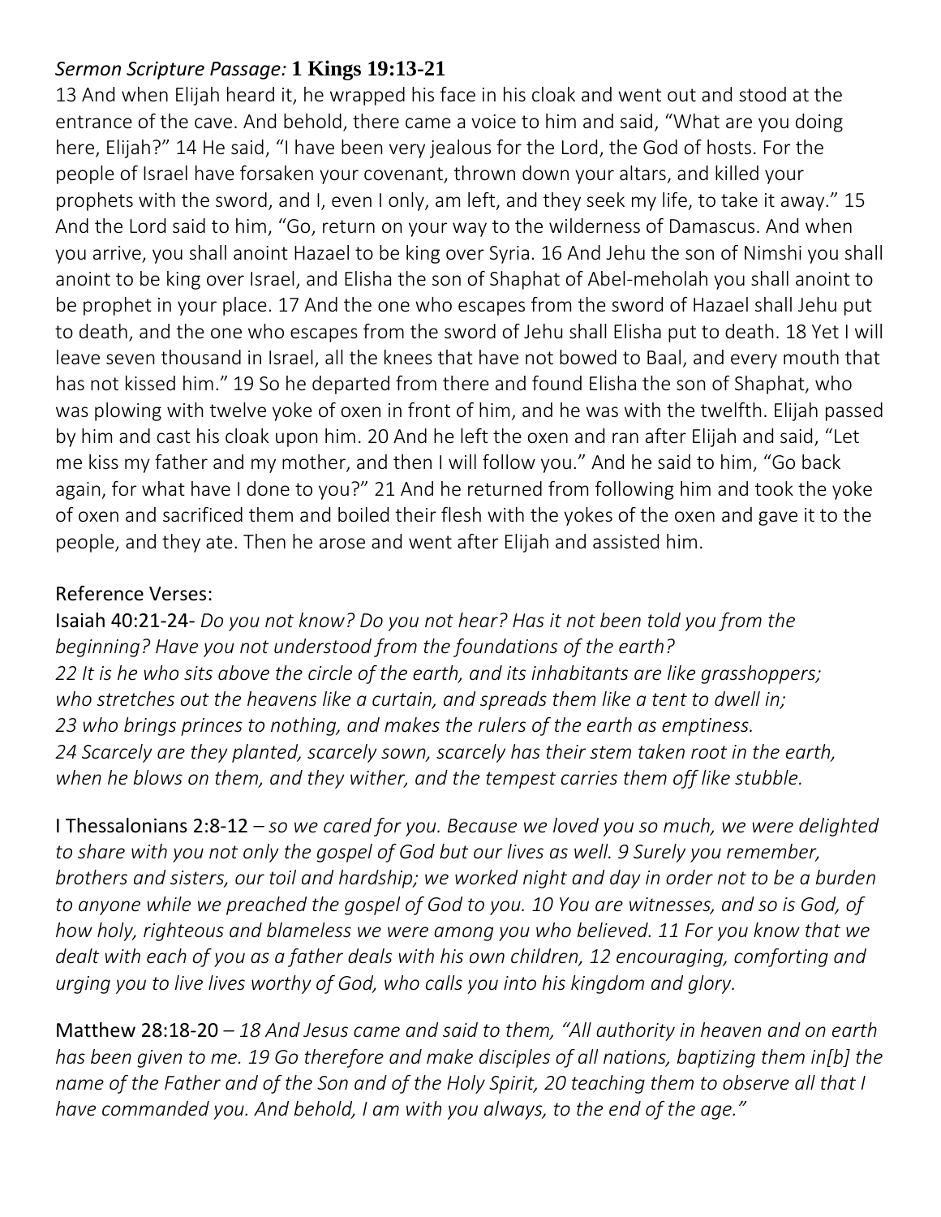*Sermon Scripture Passage:* **1 Kings 19:13-21**

13 And when Elijah heard it, he wrapped his face in his cloak and went out and stood at the entrance of the cave. And behold, there came a voice to him and said, "What are you doing here, Elijah?" 14 He said, "I have been very jealous for the Lord, the God of hosts. For the people of Israel have forsaken your covenant, thrown down your altars, and killed your prophets with the sword, and I, even I only, am left, and they seek my life, to take it away." 15 And the Lord said to him, "Go, return on your way to the wilderness of Damascus. And when you arrive, you shall anoint Hazael to be king over Syria. 16 And Jehu the son of Nimshi you shall anoint to be king over Israel, and Elisha the son of Shaphat of Abel-meholah you shall anoint to be prophet in your place. 17 And the one who escapes from the sword of Hazael shall Jehu put to death, and the one who escapes from the sword of Jehu shall Elisha put to death. 18 Yet I will leave seven thousand in Israel, all the knees that have not bowed to Baal, and every mouth that has not kissed him." 19 So he departed from there and found Elisha the son of Shaphat, who was plowing with twelve yoke of oxen in front of him, and he was with the twelfth. Elijah passed by him and cast his cloak upon him. 20 And he left the oxen and ran after Elijah and said, "Let me kiss my father and my mother, and then I will follow you." And he said to him, "Go back again, for what have I done to you?" 21 And he returned from following him and took the yoke of oxen and sacrificed them and boiled their flesh with the yokes of the oxen and gave it to the people, and they ate. Then he arose and went after Elijah and assisted him.

Reference Verses:

Isaiah 40:21-24- *Do you not know? Do you not hear? Has it not been told you from the beginning? Have you not understood from the foundations of the earth?*
*22 It is he who sits above the circle of the earth, and its inhabitants are like grasshoppers; who stretches out the heavens like a curtain, and spreads them like a tent to dwell in;*
*23 who brings princes to nothing, and makes the rulers of the earth as emptiness.*
*24 Scarcely are they planted, scarcely sown, scarcely has their stem taken root in the earth, when he blows on them, and they wither, and the tempest carries them off like stubble.*

I Thessalonians 2:8-12 – *so we cared for you. Because we loved you so much, we were delighted to share with you not only the gospel of God but our lives as well. 9 Surely you remember, brothers and sisters, our toil and hardship; we worked night and day in order not to be a burden to anyone while we preached the gospel of God to you. 10 You are witnesses, and so is God, of how holy, righteous and blameless we were among you who believed. 11 For you know that we dealt with each of you as a father deals with his own children, 12 encouraging, comforting and urging you to live lives worthy of God, who calls you into his kingdom and glory.*

Matthew 28:18-20 – *18 And Jesus came and said to them, "All authority in heaven and on earth has been given to me. 19 Go therefore and make disciples of all nations, baptizing them in[b] the name of the Father and of the Son and of the Holy Spirit, 20 teaching them to observe all that I have commanded you. And behold, I am with you always, to the end of the age."*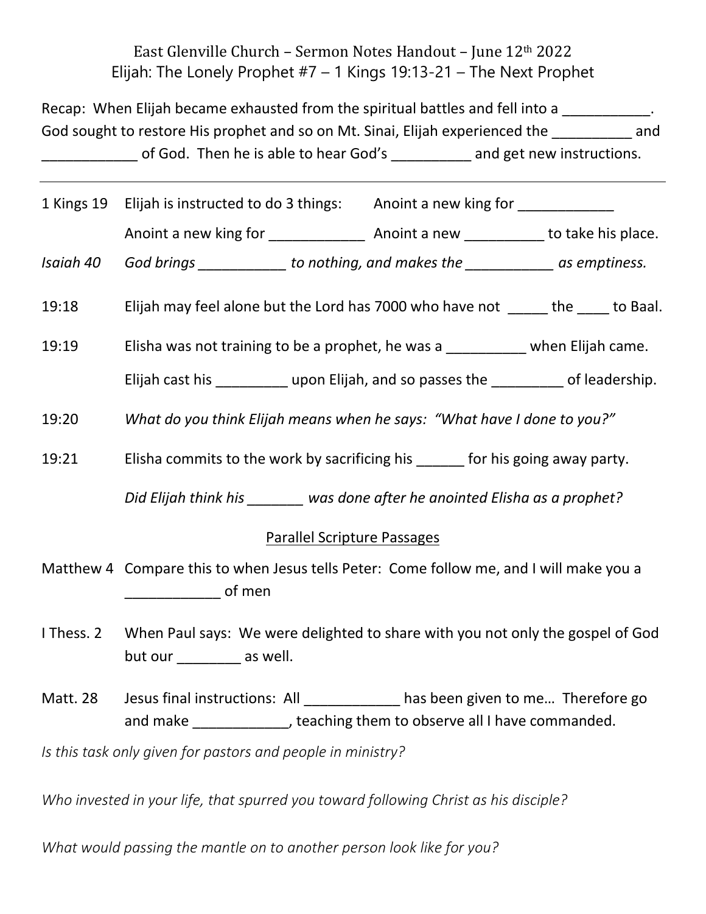East Glenville Church – Sermon Notes Handout – June 12th 2022

Elijah: The Lonely Prophet #7 – 1 Kings 19:13-21 – The Next Prophet

Recap: When Elijah became exhausted from the spiritual battles and fell into a ___________. God sought to restore His prophet and so on Mt. Sinai, Elijah experienced the __________ and ____________ of God. Then he is able to hear God's __________ and get new instructions.

---

1 Kings 19 Elijah is instructed to do 3 things: Anoint a new king for ____________

Anoint a new king for ____________ Anoint a new __________ to take his place.

*Isaiah 40 God brings ___________ to nothing, and makes the ___________ as emptiness.*

19:18 Elijah may feel alone but the Lord has 7000 who have not _____ the ____ to Baal.

19:19 Elisha was not training to be a prophet, he was a __________ when Elijah came.

Elijah cast his _________ upon Elijah, and so passes the _________ of leadership.

19:20 *What do you think Elijah means when he says: "What have I done to you?"*

19:21 Elisha commits to the work by sacrificing his ______ for his going away party.

*Did Elijah think his _______ was done after he anointed Elisha as a prophet?*

Parallel Scripture Passages

Matthew 4 Compare this to when Jesus tells Peter: Come follow me, and I will make you a ____________ of men

I Thess. 2 When Paul says: We were delighted to share with you not only the gospel of God but our ________ as well.

Matt. 28 Jesus final instructions: All ____________ has been given to me… Therefore go and make ____________, teaching them to observe all I have commanded.

*Is this task only given for pastors and people in ministry?*

*Who invested in your life, that spurred you toward following Christ as his disciple?*

*What would passing the mantle on to another person look like for you?*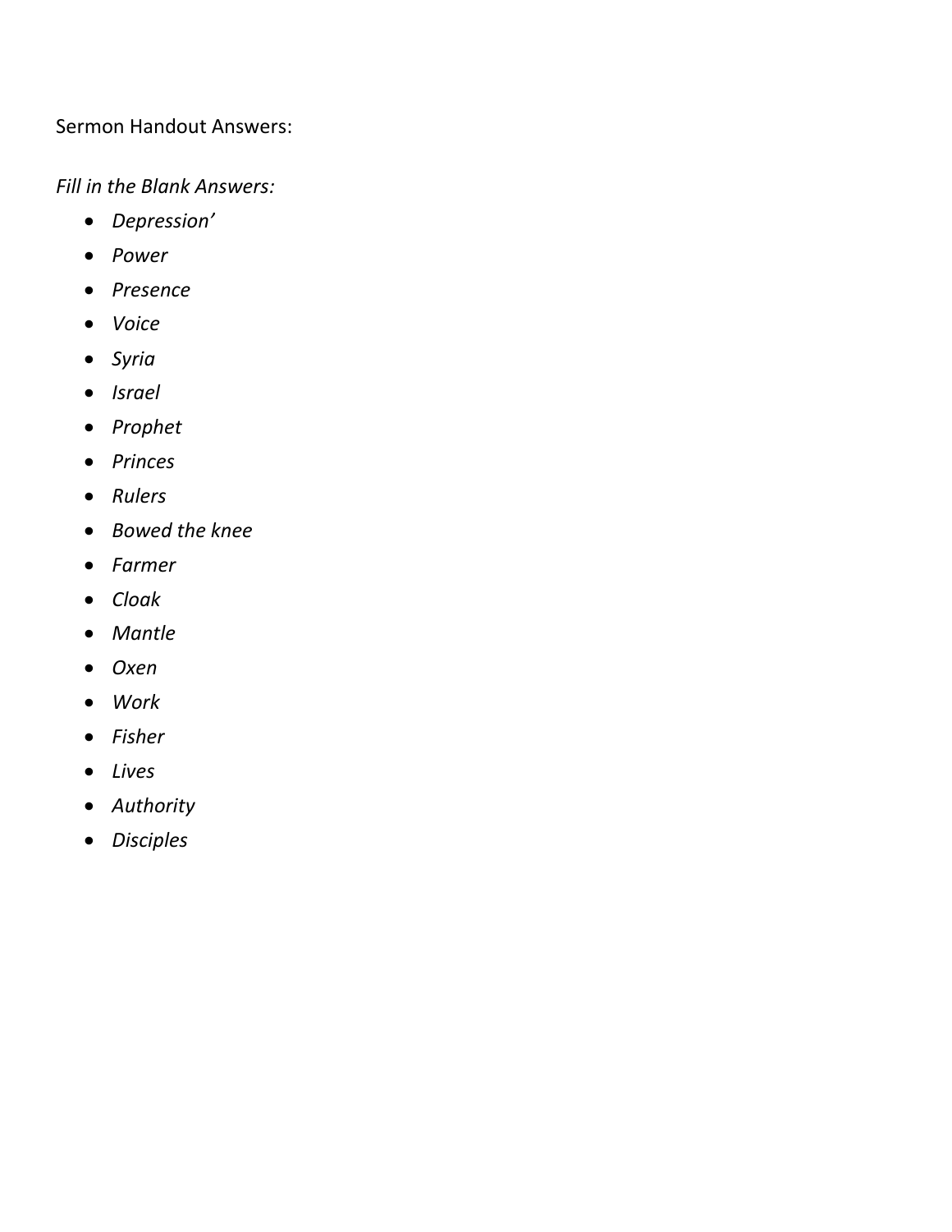Sermon Handout Answers:

*Fill in the Blank Answers:*

- *Depression'*
- *Power*
- *Presence*
- *Voice*
- *Syria*
- *Israel*
- *Prophet*
- *Princes*
- *Rulers*
- *Bowed the knee*
- *Farmer*
- *Cloak*
- *Mantle*
- *Oxen*
- *Work*
- *Fisher*
- *Lives*
- *Authority*
- *Disciples*